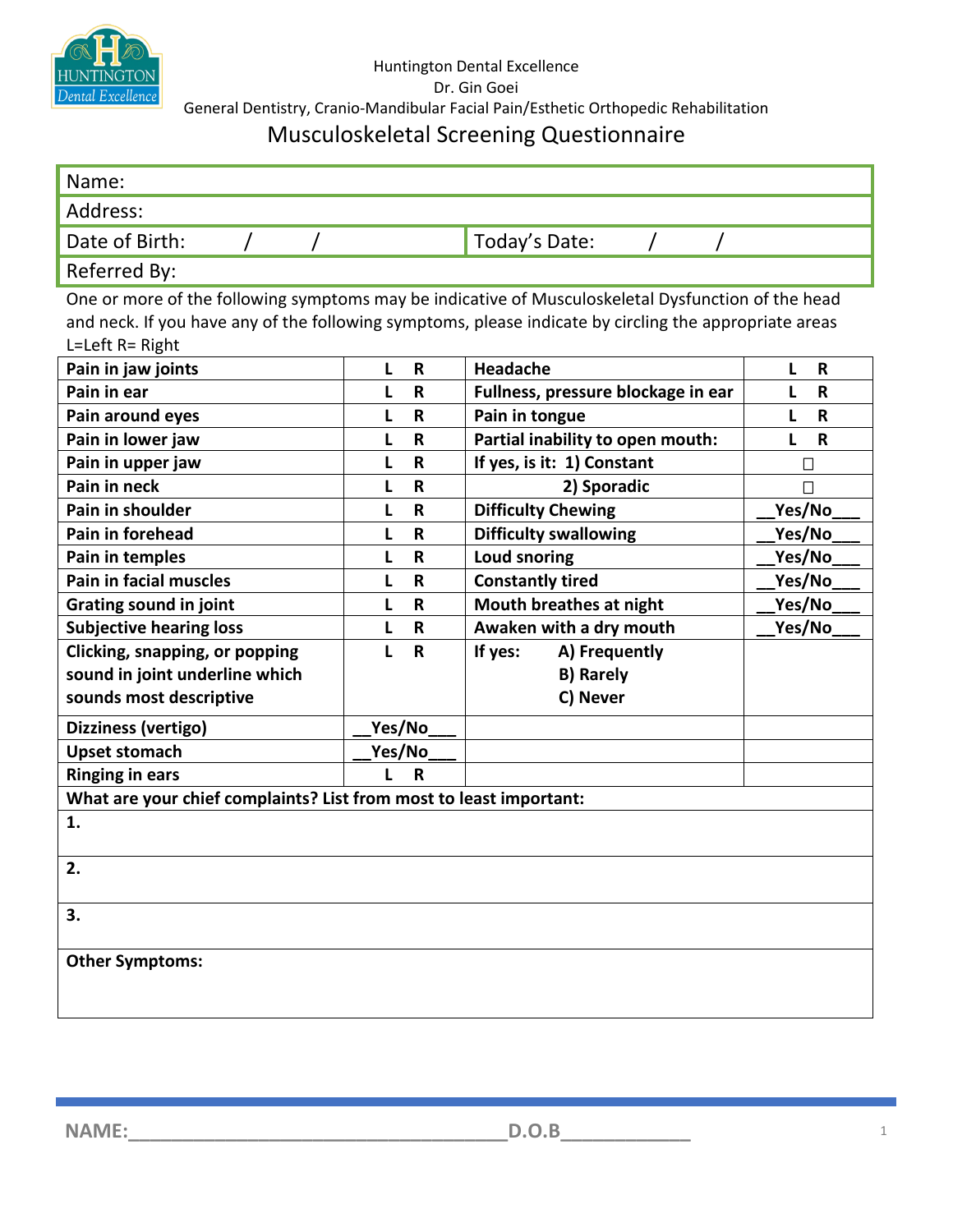Huntington Dental Excellence
Dr. Gin Goei
General Dentistry, Cranio-Mandibular Facial Pain/Esthetic Orthopedic Rehabilitation

# Musculoskeletal Screening Questionnaire

| Name: | |
|---|---|
| Address: | |
| Date of Birth: / / | Today's Date: / / |
| Referred By: | |

One or more of the following symptoms may be indicative of Musculoskeletal Dysfunction of the head and neck. If you have any of the following symptoms, please indicate by circling the appropriate areas L=Left R= Right

| | | | |
|---|---|---|---|
| **Pain in jaw joints** | **L R** | **Headache** | **L R** |
| **Pain in ear** | **L R** | **Fullness, pressure blockage in ear** | **L R** |
| **Pain around eyes** | **L R** | **Pain in tongue** | **L R** |
| **Pain in lower jaw** | **L R** | **Partial inability to open mouth:** | **L R** |
| **Pain in upper jaw** | **L R** | **If yes, is it: 1) Constant** | ☐ |
| **Pain in neck** | **L R** | **2) Sporadic** | ☐ |
| **Pain in shoulder** | **L R** | **Difficulty Chewing** | **__Yes/No___** |
| **Pain in forehead** | **L R** | **Difficulty swallowing** | **__Yes/No___** |
| **Pain in temples** | **L R** | **Loud snoring** | **__Yes/No___** |
| **Pain in facial muscles** | **L R** | **Constantly tired** | **__Yes/No___** |
| **Grating sound in joint** | **L R** | **Mouth breathes at night** | **__Yes/No___** |
| **Subjective hearing loss** | **L R** | **Awaken with a dry mouth** | **__Yes/No___** |
| **Clicking, snapping, or popping sound in joint underline which sounds most descriptive** | **L R** | **If yes: A) Frequently B) Rarely C) Never** | |
| **Dizziness (vertigo)** | **__Yes/No___** | | |
| **Upset stomach** | **__Yes/No___** | | |
| **Ringing in ears** | **L R** | | |

**What are your chief complaints? List from most to least important:**

**1.**

**2.**

**3.**

**Other Symptoms:**

NAME:_________________________________ D.O.B___________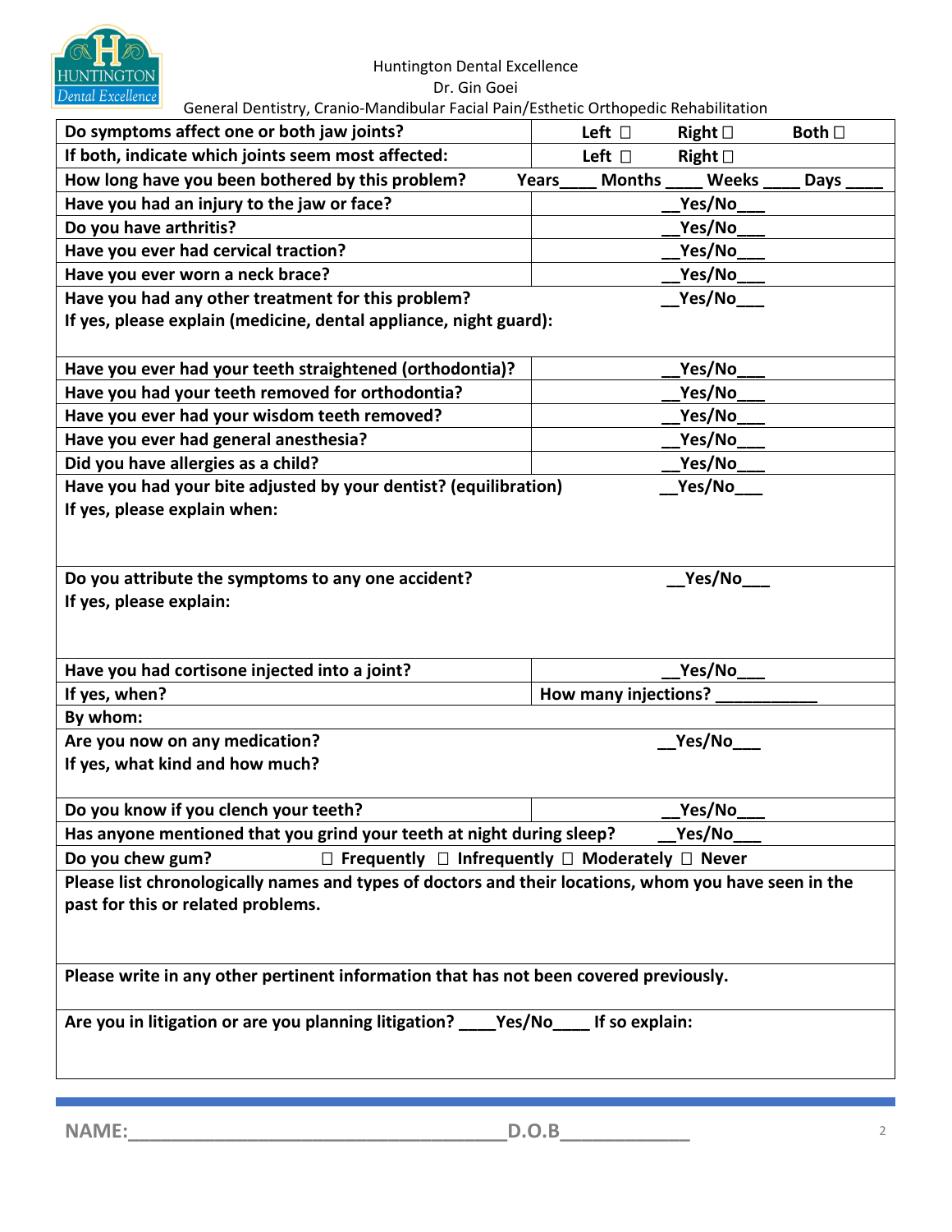Huntington Dental Excellence
Dr. Gin Goei
General Dentistry, Cranio-Mandibular Facial Pain/Esthetic Orthopedic Rehabilitation

| | |
|---|---|
| **Do symptoms affect one or both jaw joints?** | **Left ☐ Right ☐ Both ☐** |
| **If both, indicate which joints seem most affected:** | **Left ☐ Right ☐** |
| **How long have you been bothered by this problem?** | **Years____ Months ____ Weeks ____ Days ____** |
| **Have you had an injury to the jaw or face?** | **__Yes/No___** |
| **Do you have arthritis?** | **__Yes/No___** |
| **Have you ever had cervical traction?** | **__Yes/No___** |
| **Have you ever worn a neck brace?** | **__Yes/No___** |
| **Have you had any other treatment for this problem?** | **__Yes/No___** |
| **If yes, please explain (medicine, dental appliance, night guard):** | |
| **Have you ever had your teeth straightened (orthodontia)?** | **__Yes/No___** |
| **Have you had your teeth removed for orthodontia?** | **__Yes/No___** |
| **Have you ever had your wisdom teeth removed?** | **__Yes/No___** |
| **Have you ever had general anesthesia?** | **__Yes/No___** |
| **Did you have allergies as a child?** | **__Yes/No___** |
| **Have you had your bite adjusted by your dentist? (equilibration)** | **__Yes/No___** |
| **If yes, please explain when:** | |
| **Do you attribute the symptoms to any one accident?** | **__Yes/No___** |
| **If yes, please explain:** | |
| **Have you had cortisone injected into a joint?** | **__Yes/No___** |
| **If yes, when?** | **How many injections? ___________** |
| **By whom:** | |
| **Are you now on any medication?** | **__Yes/No___** |
| **If yes, what kind and how much?** | |
| **Do you know if you clench your teeth?** | **__Yes/No___** |
| **Has anyone mentioned that you grind your teeth at night during sleep?** | **__Yes/No___** |
| **Do you chew gum?** | **☐ Frequently ☐ Infrequently ☐ Moderately ☐ Never** |
| **Please list chronologically names and types of doctors and their locations, whom you have seen in the past for this or related problems.** | |
| **Please write in any other pertinent information that has not been covered previously.** | |
| **Are you in litigation or are you planning litigation? ____Yes/No____ If so explain:** | |

**NAME:___________________________________ D.O.B___________**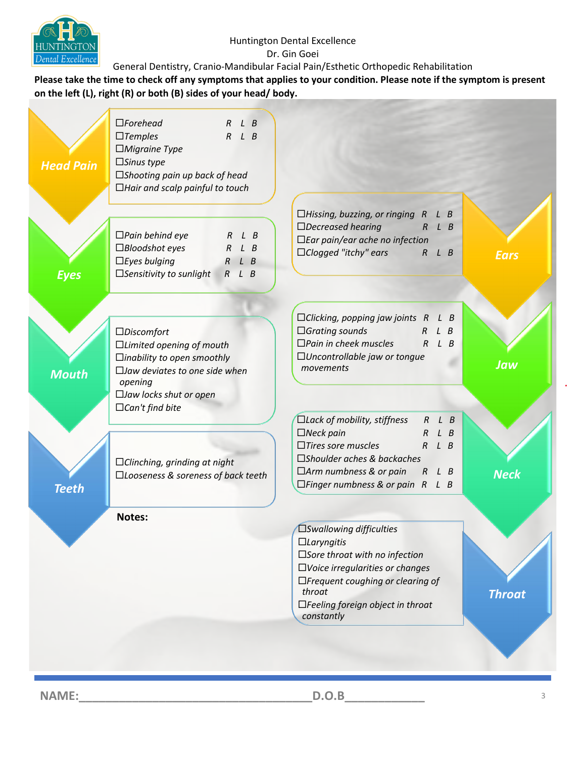Huntington Dental Excellence
Dr. Gin Goei
General Dentistry, Cranio-Mandibular Facial Pain/Esthetic Orthopedic Rehabilitation

**Please take the time to check off any symptoms that applies to your condition. Please note if the symptom is present on the left (L), right (R) or both (B) sides of your head/ body.**

### *Head Pain*

- ☐*Forehead* *R L B*
- ☐*Temples* *R L B*
- ☐*Migraine Type*
- ☐*Sinus type*
- ☐*Shooting pain up back of head*
- ☐*Hair and scalp painful to touch*

### *Eyes*

- ☐*Pain behind eye* *R L B*
- ☐*Bloodshot eyes* *R L B*
- ☐*Eyes bulging* *R L B*
- ☐*Sensitivity to sunlight* *R L B*

### *Mouth*

- ☐*Discomfort*
- ☐*Limited opening of mouth*
- ☐*inability to open smoothly*
- ☐*Jaw deviates to one side when opening*
- ☐*Jaw locks shut or open*
- ☐*Can't find bite*

### *Teeth*

- ☐*Clinching, grinding at night*
- ☐*Looseness & soreness of back teeth*

**Notes:**

### *Ears*

- ☐*Hissing, buzzing, or ringing* *R L B*
- ☐*Decreased hearing* *R L B*
- ☐*Ear pain/ear ache no infection*
- ☐*Clogged "itchy" ears* *R L B*

### *Jaw*

- ☐*Clicking, popping jaw joints* *R L B*
- ☐*Grating sounds* *R L B*
- ☐*Pain in cheek muscles* *R L B*
- ☐*Uncontrollable jaw or tongue movements*

### *Neck*

- ☐*Lack of mobility, stiffness* *R L B*
- ☐*Neck pain* *R L B*
- ☐*Tires sore muscles* *R L B*
- ☐*Shoulder aches & backaches*
- ☐*Arm numbness & or pain* *R L B*
- ☐*Finger numbness & or pain* *R L B*

### *Throat*

- ☐*Swallowing difficulties*
- ☐*Laryngitis*
- ☐*Sore throat with no infection*
- ☐*Voice irregularities or changes*
- ☐*Frequent coughing or clearing of throat*
- ☐*Feeling foreign object in throat constantly*

**NAME:**\_\_\_\_\_\_\_\_\_\_\_\_\_\_\_\_\_\_\_\_\_\_\_\_\_\_\_\_\_\_\_\_\_\_\_ **D.O.B**\_\_\_\_\_\_\_\_\_\_\_\_